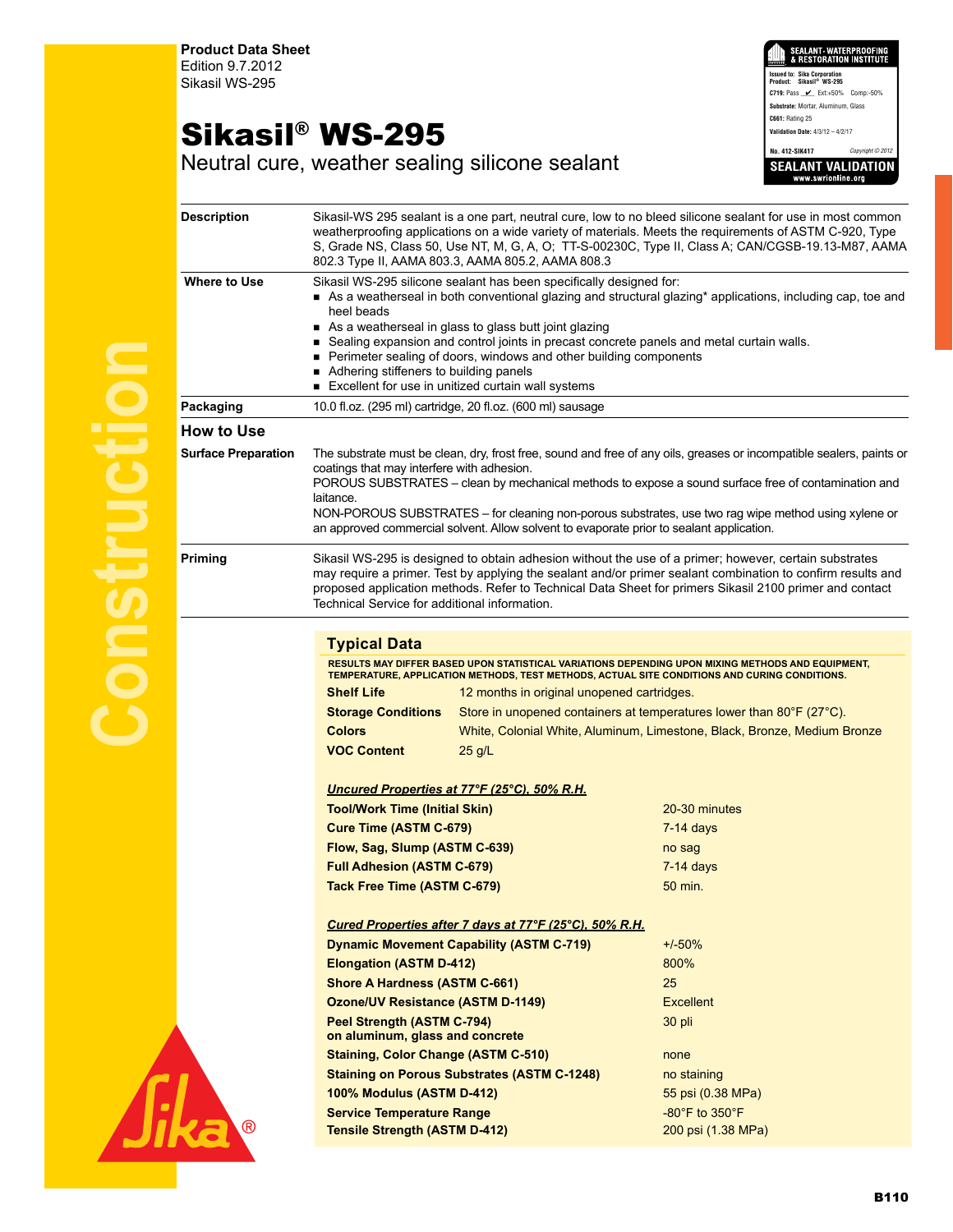**Product Data Sheet**
Edition 9.7.2012
Sikasil WS-295

# Sikasil® WS-295

Neutral cure, weather sealing silicone sealant

SEALANT · WATERPROOFING & RESTORATION INSTITUTE
Issued to: Sika Corporation
Product: Sikasil® WS-295
C719: Pass ✔ Ext:+50% Comp:-50%
Substrate: Mortar, Aluminum, Glass
C661: Rating 25
Validation Date: 4/3/12 – 4/2/17
No. 412-SIK417 Copyright © 2012
SEALANT VALIDATION
www.swrionline.org

**Description**

Sikasil-WS 295 sealant is a one part, neutral cure, low to no bleed silicone sealant for use in most common weatherproofing applications on a wide variety of materials. Meets the requirements of ASTM C-920, Type S, Grade NS, Class 50, Use NT, M, G, A, O; TT-S-00230C, Type II, Class A; CAN/CGSB-19.13-M87, AAMA 802.3 Type II, AAMA 803.3, AAMA 805.2, AAMA 808.3

**Where to Use**

Sikasil WS-295 silicone sealant has been specifically designed for:

- As a weatherseal in both conventional glazing and structural glazing* applications, including cap, toe and heel beads
- As a weatherseal in glass to glass butt joint glazing
- Sealing expansion and control joints in precast concrete panels and metal curtain walls.
- Perimeter sealing of doors, windows and other building components
- Adhering stiffeners to building panels
- Excellent for use in unitized curtain wall systems

**Packaging**

10.0 fl.oz. (295 ml) cartridge, 20 fl.oz. (600 ml) sausage

## How to Use

**Surface Preparation**

The substrate must be clean, dry, frost free, sound and free of any oils, greases or incompatible sealers, paints or coatings that may interfere with adhesion.
POROUS SUBSTRATES – clean by mechanical methods to expose a sound surface free of contamination and laitance.
NON-POROUS SUBSTRATES – for cleaning non-porous substrates, use two rag wipe method using xylene or an approved commercial solvent. Allow solvent to evaporate prior to sealant application.

**Priming**

Sikasil WS-295 is designed to obtain adhesion without the use of a primer; however, certain substrates may require a primer. Test by applying the sealant and/or primer sealant combination to confirm results and proposed application methods. Refer to Technical Data Sheet for primers Sikasil 2100 primer and contact Technical Service for additional information.

## Typical Data

**RESULTS MAY DIFFER BASED UPON STATISTICAL VARIATIONS DEPENDING UPON MIXING METHODS AND EQUIPMENT, TEMPERATURE, APPLICATION METHODS, TEST METHODS, ACTUAL SITE CONDITIONS AND CURING CONDITIONS.**

| | |
|---|---|
| **Shelf Life** | 12 months in original unopened cartridges. |
| **Storage Conditions** | Store in unopened containers at temperatures lower than 80°F (27°C). |
| **Colors** | White, Colonial White, Aluminum, Limestone, Black, Bronze, Medium Bronze |
| **VOC Content** | 25 g/L |

***Uncured Properties at 77°F (25°C), 50% R.H.***

| | |
|---|---|
| **Tool/Work Time (Initial Skin)** | 20-30 minutes |
| **Cure Time (ASTM C-679)** | 7-14 days |
| **Flow, Sag, Slump (ASTM C-639)** | no sag |
| **Full Adhesion (ASTM C-679)** | 7-14 days |
| **Tack Free Time (ASTM C-679)** | 50 min. |

***Cured Properties after 7 days at 77°F (25°C), 50% R.H.***

| | |
|---|---|
| **Dynamic Movement Capability (ASTM C-719)** | +/-50% |
| **Elongation (ASTM D-412)** | 800% |
| **Shore A Hardness (ASTM C-661)** | 25 |
| **Ozone/UV Resistance (ASTM D-1149)** | Excellent |
| **Peel Strength (ASTM C-794) on aluminum, glass and concrete** | 30 pli |
| **Staining, Color Change (ASTM C-510)** | none |
| **Staining on Porous Substrates (ASTM C-1248)** | no staining |
| **100% Modulus (ASTM D-412)** | 55 psi (0.38 MPa) |
| **Service Temperature Range** | -80°F to 350°F |
| **Tensile Strength (ASTM D-412)** | 200 psi (1.38 MPa) |

B110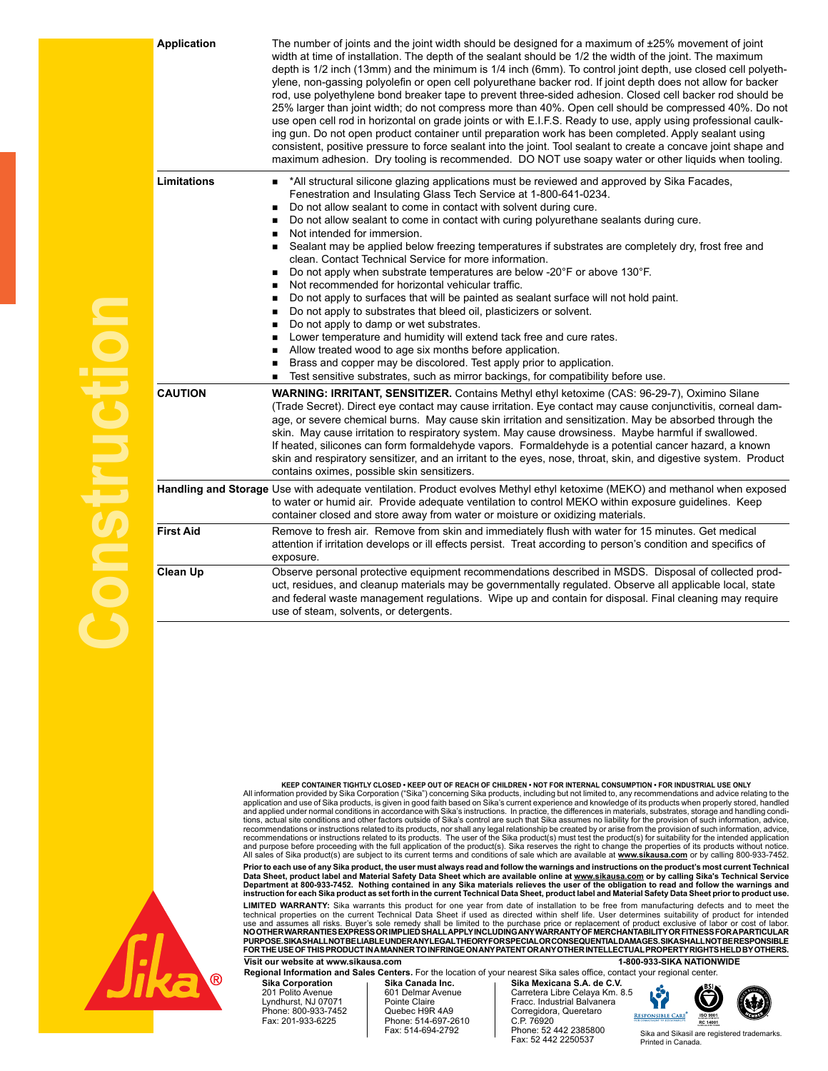| | |
|---|---|
| **Application** | The number of joints and the joint width should be designed for a maximum of ±25% movement of joint width at time of installation. The depth of the sealant should be 1/2 the width of the joint. The maximum depth is 1/2 inch (13mm) and the minimum is 1/4 inch (6mm). To control joint depth, use closed cell polyethylene, non-gassing polyolefin or open cell polyurethane backer rod. If joint depth does not allow for backer rod, use polyethylene bond breaker tape to prevent three-sided adhesion. Closed cell backer rod should be 25% larger than joint width; do not compress more than 40%. Open cell should be compressed 40%. Do not use open cell rod in horizontal on grade joints or with E.I.F.S. Ready to use, apply using professional caulking gun. Do not open product container until preparation work has been completed. Apply sealant using consistent, positive pressure to force sealant into the joint. Tool sealant to create a concave joint shape and maximum adhesion. Dry tooling is recommended. DO NOT use soapy water or other liquids when tooling. |
| **Limitations** | ■ *All structural silicone glazing applications must be reviewed and approved by Sika Facades, Fenestration and Insulating Glass Tech Service at 1-800-641-0234.<br>■ Do not allow sealant to come in contact with solvent during cure.<br>■ Do not allow sealant to come in contact with curing polyurethane sealants during cure.<br>■ Not intended for immersion.<br>■ Sealant may be applied below freezing temperatures if substrates are completely dry, frost free and clean. Contact Technical Service for more information.<br>■ Do not apply when substrate temperatures are below -20°F or above 130°F.<br>■ Not recommended for horizontal vehicular traffic.<br>■ Do not apply to surfaces that will be painted as sealant surface will not hold paint.<br>■ Do not apply to substrates that bleed oil, plasticizers or solvent.<br>■ Do not apply to damp or wet substrates.<br>■ Lower temperature and humidity will extend tack free and cure rates.<br>■ Allow treated wood to age six months before application.<br>■ Brass and copper may be discolored. Test apply prior to application.<br>■ Test sensitive substrates, such as mirror backings, for compatibility before use. |
| **CAUTION** | **WARNING: IRRITANT, SENSITIZER.** Contains Methyl ethyl ketoxime (CAS: 96-29-7), Oximino Silane (Trade Secret). Direct eye contact may cause severe irritation. Eye contact may cause conjunctivitis, corneal damage, or severe chemical burns. May cause skin irritation and sensitization. May be absorbed through the skin. May cause irritation to respiratory system. May cause drowsiness. Maybe harmful if swallowed. If heated, silicones can form formaldehyde vapors. Formaldehyde is a potential cancer hazard, a known skin and respiratory sensitizer, and an irritant to the eyes, nose, throat, skin, and digestive system. Product contains oximes, possible skin sensitizers. |
| **Handling and Storage** | Use with adequate ventilation. Product evolves Methyl ethyl ketoxime (MEKO) and methanol when exposed to water or humid air. Provide adequate ventilation to control MEKO within exposure guidelines. Keep container closed and store away from water or moisture or oxidizing materials. |
| **First Aid** | Remove to fresh air. Remove from skin and immediately flush with water for 15 minutes. Get medical attention if irritation develops or ill effects persist. Treat according to person's condition and specifics of exposure. |
| **Clean Up** | Observe personal protective equipment recommendations described in MSDS. Disposal of collected product, residues, and cleanup materials may be governmentally regulated. Observe all applicable local, state and federal waste management regulations. Wipe up and contain for disposal. Final cleaning may require use of steam, solvents, or detergents. |

**KEEP CONTAINER TIGHTLY CLOSED • KEEP OUT OF REACH OF CHILDREN • NOT FOR INTERNAL CONSUMPTION • FOR INDUSTRIAL USE ONLY**

All information provided by Sika Corporation ("Sika") concerning Sika products, including but not limited to, any recommendations and advice relating to the application and use of Sika products, is given in good faith based on Sika's current experience and knowledge of its products when properly stored, handled and applied under normal conditions in accordance with Sika's instructions. In practice, the differences in materials, substrates, storage and handling conditions, actual site conditions and other factors outside of Sika's control are such that Sika assumes no liability for the provision of such information, advice, recommendations or instructions related to its products, nor shall any legal relationship be created by or arise from the provision of such information, advice, recommendations or instructions related to its products. The user of the Sika product(s) must test the product(s) for suitability for the intended application and purpose before proceeding with the full application of the product(s). Sika reserves the right to change the properties of its products without notice. All sales of Sika product(s) are subject to its current terms and conditions of sale which are available at **www.sikausa.com** or by calling 800-933-7452.

**Prior to each use of any Sika product, the user must always read and follow the warnings and instructions on the product's most current Technical Data Sheet, product label and Material Safety Data Sheet which are available online at www.sikausa.com or by calling Sika's Technical Service Department at 800-933-7452. Nothing contained in any Sika materials relieves the user of the obligation to read and follow the warnings and instruction for each Sika product as set forth in the current Technical Data Sheet, product label and Material Safety Data Sheet prior to product use.**

**LIMITED WARRANTY:** Sika warrants this product for one year from date of installation to be free from manufacturing defects and to meet the technical properties on the current Technical Data Sheet if used as directed within shelf life. User determines suitability of product for intended use and assumes all risks. Buyer's sole remedy shall be limited to the purchase price or replacement of product exclusive of labor or cost of labor. **NO OTHER WARRANTIES EXPRESS OR IMPLIED SHALL APPLY INCLUDING ANY WARRANTY OF MERCHANTABILITY OR FITNESS FOR A PARTICULAR PURPOSE. SIKA SHALL NOT BE LIABLE UNDER ANY LEGAL THEORY FOR SPECIAL OR CONSEQUENTIAL DAMAGES. SIKA SHALL NOT BE RESPONSIBLE FOR THE USE OF THIS PRODUCT IN A MANNER TO INFRINGE ON ANY PATENT OR ANY OTHER INTELLECTUAL PROPERTY RIGHTS HELD BY OTHERS.**

**Visit our website at www.sikausa.com** **1-800-933-SIKA NATIONWIDE**

**Regional Information and Sales Centers.** For the location of your nearest Sika sales office, contact your regional center.

**Sika Corporation**
201 Polito Avenue
Lyndhurst, NJ 07071
Phone: 800-933-7452
Fax: 201-933-6225

**Sika Canada Inc.**
601 Delmar Avenue
Pointe Claire
Quebec H9R 4A9
Phone: 514-697-2610
Fax: 514-694-2792

**Sika Mexicana S.A. de C.V.**
Carretera Libre Celaya Km. 8.5
Fracc. Industrial Balvanera
Corregidora, Queretaro
C.P. 76920
Phone: 52 442 2385800
Fax: 52 442 2250537

Sika and Sikasil are registered trademarks. Printed in Canada.